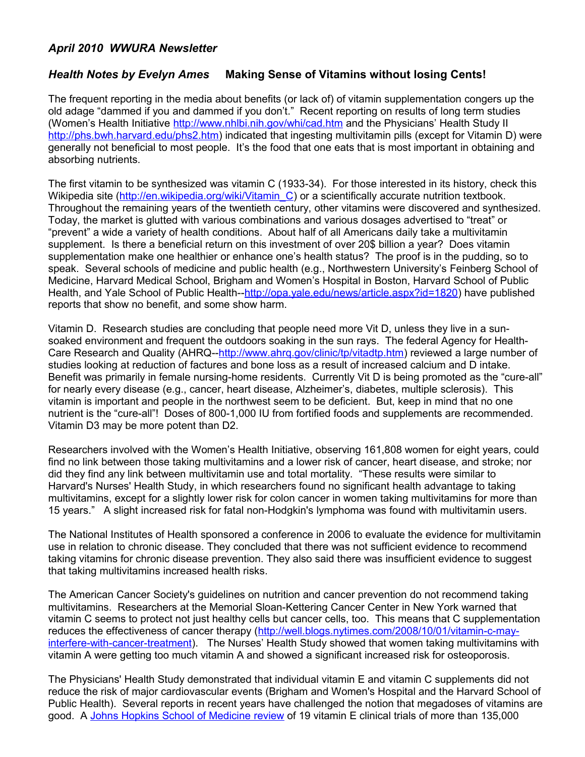*April 2010  WWURA Newsletter*

***Health Notes by Evelyn Ames*** **Making Sense of Vitamins without losing Cents!**

The frequent reporting in the media about benefits (or lack of) of vitamin supplementation congers up the old adage "dammed if you and dammed if you don't." Recent reporting on results of long term studies (Women's Health Initiative http://www.nhlbi.nih.gov/whi/cad.htm and the Physicians' Health Study II http://phs.bwh.harvard.edu/phs2.htm) indicated that ingesting multivitamin pills (except for Vitamin D) were generally not beneficial to most people. It's the food that one eats that is most important in obtaining and absorbing nutrients.

The first vitamin to be synthesized was vitamin C (1933-34). For those interested in its history, check this Wikipedia site (http://en.wikipedia.org/wiki/Vitamin_C) or a scientifically accurate nutrition textbook. Throughout the remaining years of the twentieth century, other vitamins were discovered and synthesized. Today, the market is glutted with various combinations and various dosages advertised to "treat" or "prevent" a wide a variety of health conditions. About half of all Americans daily take a multivitamin supplement. Is there a beneficial return on this investment of over 20$ billion a year? Does vitamin supplementation make one healthier or enhance one's health status? The proof is in the pudding, so to speak. Several schools of medicine and public health (e.g., Northwestern University's Feinberg School of Medicine, Harvard Medical School, Brigham and Women's Hospital in Boston, Harvard School of Public Health, and Yale School of Public Health--http://opa.yale.edu/news/article.aspx?id=1820) have published reports that show no benefit, and some show harm.

Vitamin D. Research studies are concluding that people need more Vit D, unless they live in a sun-soaked environment and frequent the outdoors soaking in the sun rays. The federal Agency for Health-Care Research and Quality (AHRQ--http://www.ahrq.gov/clinic/tp/vitadtp.htm) reviewed a large number of studies looking at reduction of factures and bone loss as a result of increased calcium and D intake. Benefit was primarily in female nursing-home residents. Currently Vit D is being promoted as the "cure-all" for nearly every disease (e.g., cancer, heart disease, Alzheimer's, diabetes, multiple sclerosis). This vitamin is important and people in the northwest seem to be deficient. But, keep in mind that no one nutrient is the "cure-all"! Doses of 800-1,000 IU from fortified foods and supplements are recommended. Vitamin D3 may be more potent than D2.

Researchers involved with the Women's Health Initiative, observing 161,808 women for eight years, could find no link between those taking multivitamins and a lower risk of cancer, heart disease, and stroke; nor did they find any link between multivitamin use and total mortality. "These results were similar to Harvard's Nurses' Health Study, in which researchers found no significant health advantage to taking multivitamins, except for a slightly lower risk for colon cancer in women taking multivitamins for more than 15 years." A slight increased risk for fatal non-Hodgkin's lymphoma was found with multivitamin users.

The National Institutes of Health sponsored a conference in 2006 to evaluate the evidence for multivitamin use in relation to chronic disease. They concluded that there was not sufficient evidence to recommend taking vitamins for chronic disease prevention. They also said there was insufficient evidence to suggest that taking multivitamins increased health risks.

The American Cancer Society's guidelines on nutrition and cancer prevention do not recommend taking multivitamins. Researchers at the Memorial Sloan-Kettering Cancer Center in New York warned that vitamin C seems to protect not just healthy cells but cancer cells, too. This means that C supplementation reduces the effectiveness of cancer therapy (http://well.blogs.nytimes.com/2008/10/01/vitamin-c-may-interfere-with-cancer-treatment). The Nurses' Health Study showed that women taking multivitamins with vitamin A were getting too much vitamin A and showed a significant increased risk for osteoporosis.

The Physicians' Health Study demonstrated that individual vitamin E and vitamin C supplements did not reduce the risk of major cardiovascular events (Brigham and Women's Hospital and the Harvard School of Public Health). Several reports in recent years have challenged the notion that megadoses of vitamins are good. A Johns Hopkins School of Medicine review of 19 vitamin E clinical trials of more than 135,000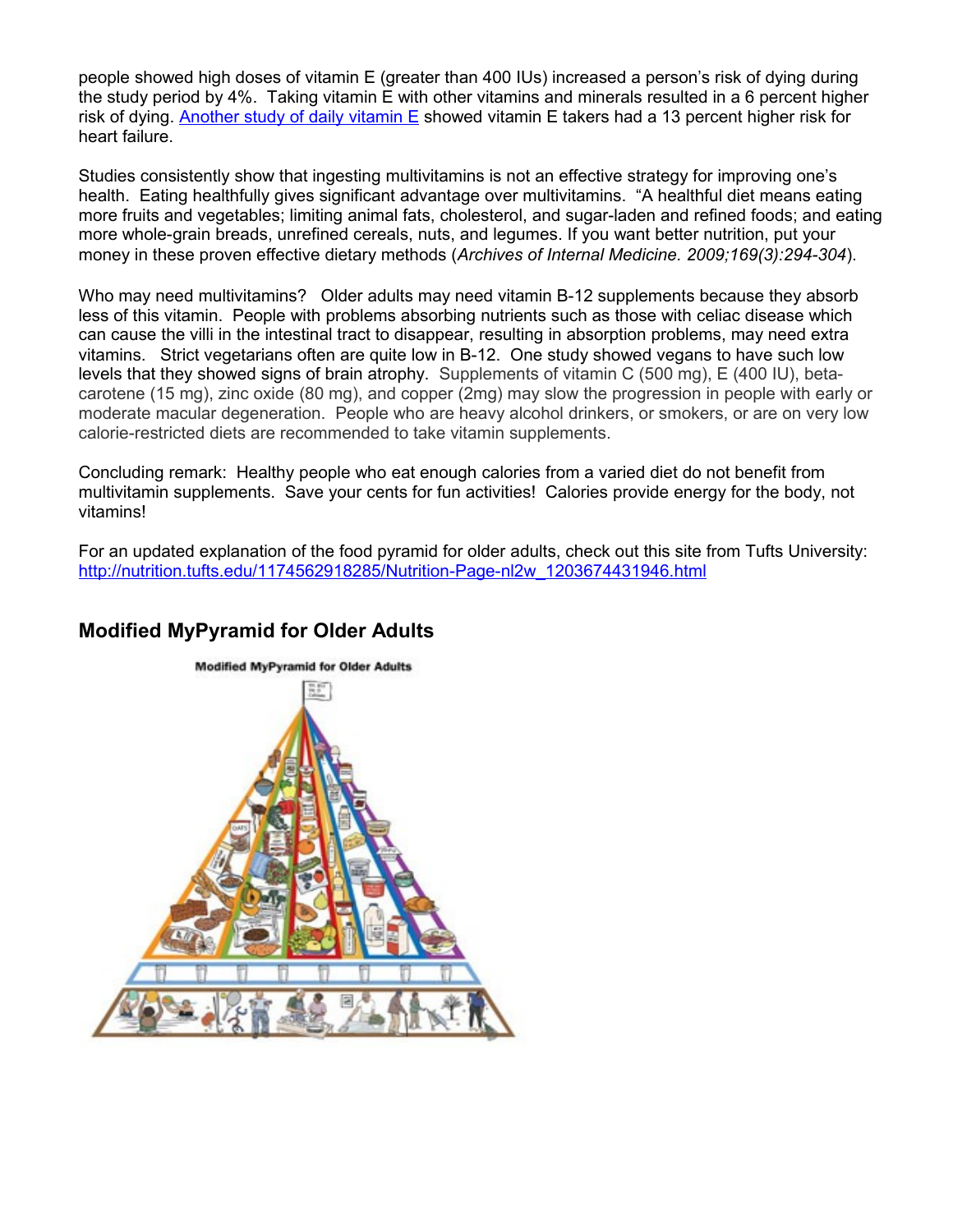people showed high doses of vitamin E (greater than 400 IUs) increased a person's risk of dying during the study period by 4%. Taking vitamin E with other vitamins and minerals resulted in a 6 percent higher risk of dying. [Another study of daily vitamin E] showed vitamin E takers had a 13 percent higher risk for heart failure.

Studies consistently show that ingesting multivitamins is not an effective strategy for improving one's health. Eating healthfully gives significant advantage over multivitamins. "A healthful diet means eating more fruits and vegetables; limiting animal fats, cholesterol, and sugar-laden and refined foods; and eating more whole-grain breads, unrefined cereals, nuts, and legumes. If you want better nutrition, put your money in these proven effective dietary methods (*Archives of Internal Medicine. 2009;169(3):294-304*).

Who may need multivitamins? Older adults may need vitamin B-12 supplements because they absorb less of this vitamin. People with problems absorbing nutrients such as those with celiac disease which can cause the villi in the intestinal tract to disappear, resulting in absorption problems, may need extra vitamins. Strict vegetarians often are quite low in B-12. One study showed vegans to have such low levels that they showed signs of brain atrophy. Supplements of vitamin C (500 mg), E (400 IU), beta-carotene (15 mg), zinc oxide (80 mg), and copper (2mg) may slow the progression in people with early or moderate macular degeneration. People who are heavy alcohol drinkers, or smokers, or are on very low calorie-restricted diets are recommended to take vitamin supplements.

Concluding remark: Healthy people who eat enough calories from a varied diet do not benefit from multivitamin supplements. Save your cents for fun activities! Calories provide energy for the body, not vitamins!

For an updated explanation of the food pyramid for older adults, check out this site from Tufts University: http://nutrition.tufts.edu/1174562918285/Nutrition-Page-nl2w_1203674431946.html

## Modified MyPyramid for Older Adults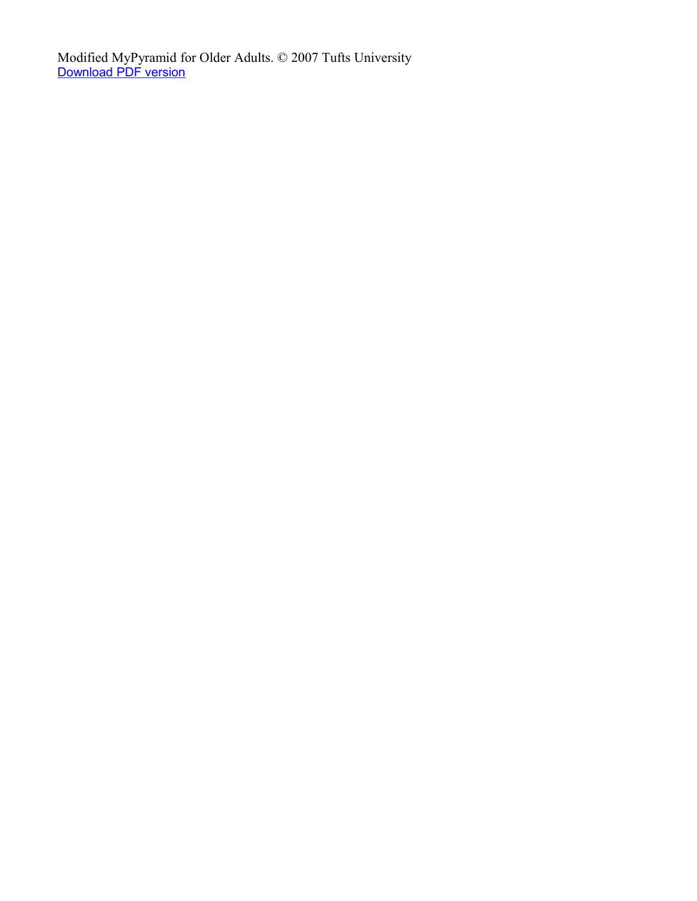Modified MyPyramid for Older Adults. © 2007 Tufts University
Download PDF version